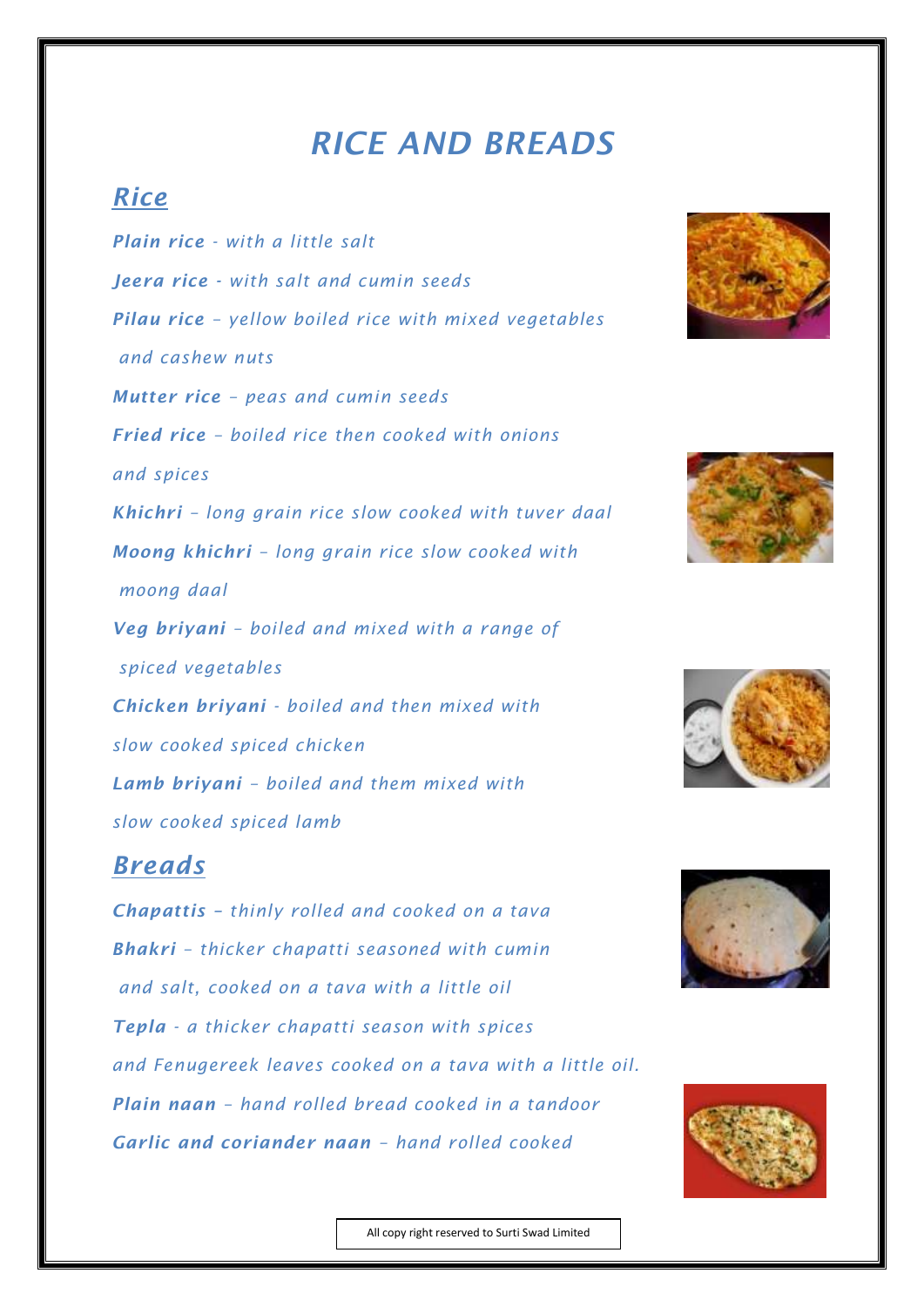# RICE AND BREADS

## Rice

***Plain rice*** *- with a little salt*

***Jeera rice*** *- with salt and cumin seeds*

***Pilau rice*** *– yellow boiled rice with mixed vegetables and cashew nuts*

***Mutter rice*** *– peas and cumin seeds*

***Fried rice*** *– boiled rice then cooked with onions and spices*

***Khichri*** *– long grain rice slow cooked with tuver daal*

***Moong khichri*** *– long grain rice slow cooked with moong daal*

***Veg briyani*** *– boiled and mixed with a range of spiced vegetables*

***Chicken briyani*** *- boiled and then mixed with slow cooked spiced chicken*

***Lamb briyani*** *– boiled and them mixed with slow cooked spiced lamb*

## Breads

***Chapattis*** *– thinly rolled and cooked on a tava*

***Bhakri*** *– thicker chapatti seasoned with cumin and salt, cooked on a tava with a little oil*

***Tepla*** *- a thicker chapatti season with spices and Fenugereek leaves cooked on a tava with a little oil.*

***Plain naan*** *– hand rolled bread cooked in a tandoor*

***Garlic and coriander naan*** *– hand rolled cooked*

All copy right reserved to Surti Swad Limited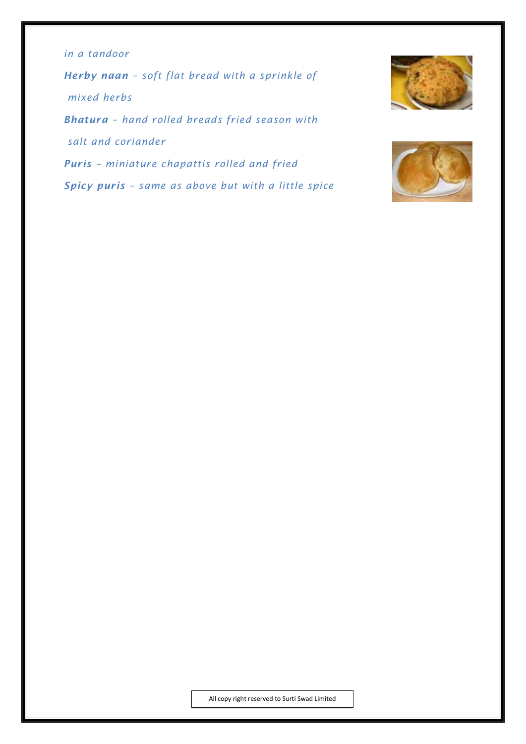*in a tandoor*

***Herby naan** – soft flat bread with a sprinkle of mixed herbs*

***Bhatura** – hand rolled breads fried season with salt and coriander*

***Puris** – miniature chapattis rolled and fried*

***Spicy puris** – same as above but with a little spice*

All copy right reserved to Surti Swad Limited